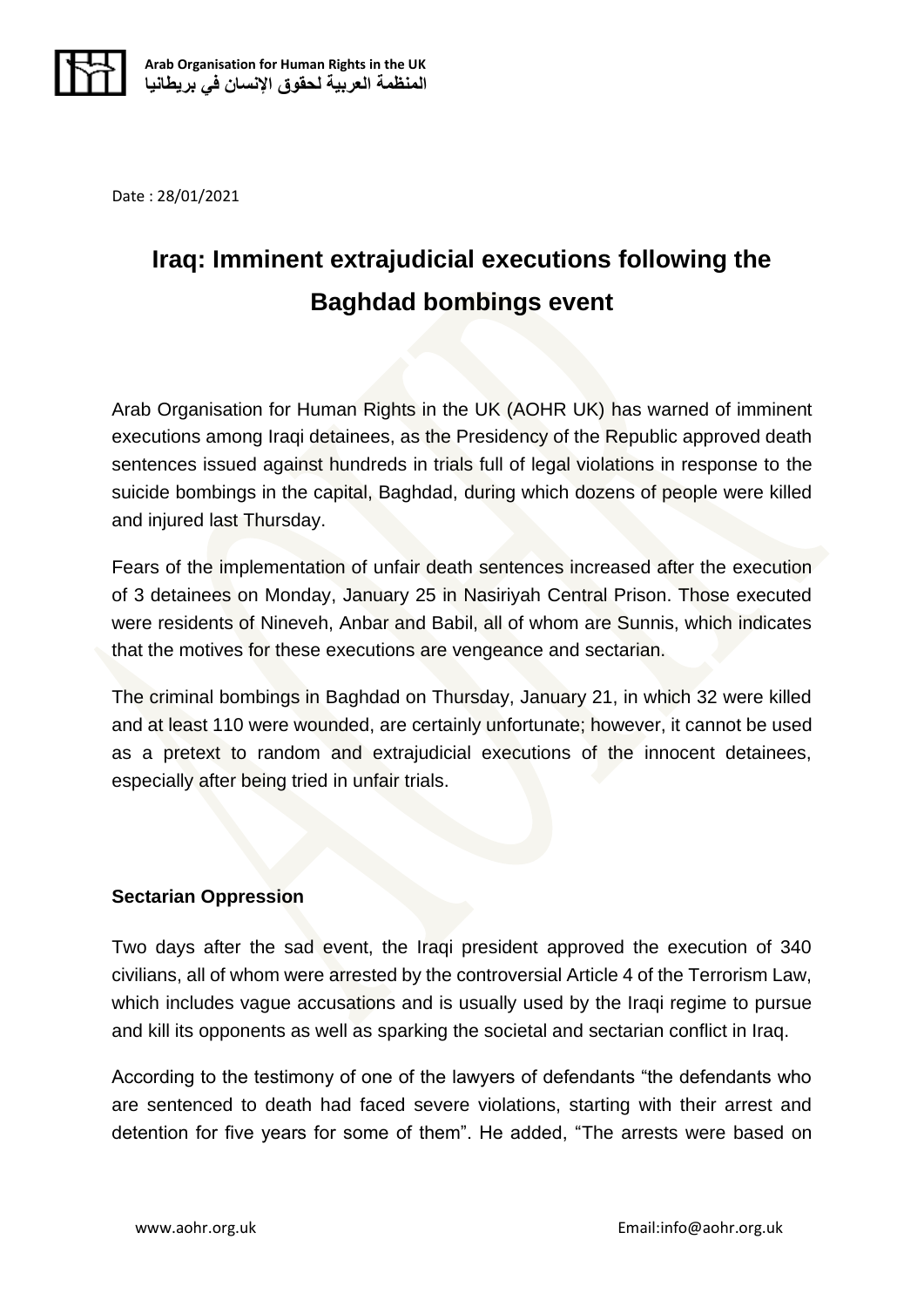Date : 28/01/2021

# Iraq: Imminent extrajudicial executions following the Baghdad bombings event

Arab Organisation for Human Rights in the UK (AOHR UK) has warned of imminent executions among Iraqi detainees, as the Presidency of the Republic approved death sentences issued against hundreds in trials full of legal violations in response to the suicide bombings in the capital, Baghdad, during which dozens of people were killed and injured last Thursday.

Fears of the implementation of unfair death sentences increased after the execution of 3 detainees on Monday, January 25 in Nasiriyah Central Prison. Those executed were residents of Nineveh, Anbar and Babil, all of whom are Sunnis, which indicates that the motives for these executions are vengeance and sectarian.

The criminal bombings in Baghdad on Thursday, January 21, in which 32 were killed and at least 110 were wounded, are certainly unfortunate; however, it cannot be used as a pretext to random and extrajudicial executions of the innocent detainees, especially after being tried in unfair trials.

**Sectarian Oppression**

Two days after the sad event, the Iraqi president approved the execution of 340 civilians, all of whom were arrested by the controversial Article 4 of the Terrorism Law, which includes vague accusations and is usually used by the Iraqi regime to pursue and kill its opponents as well as sparking the societal and sectarian conflict in Iraq.

According to the testimony of one of the lawyers of defendants "the defendants who are sentenced to death had faced severe violations, starting with their arrest and detention for five years for some of them". He added, "The arrests were based on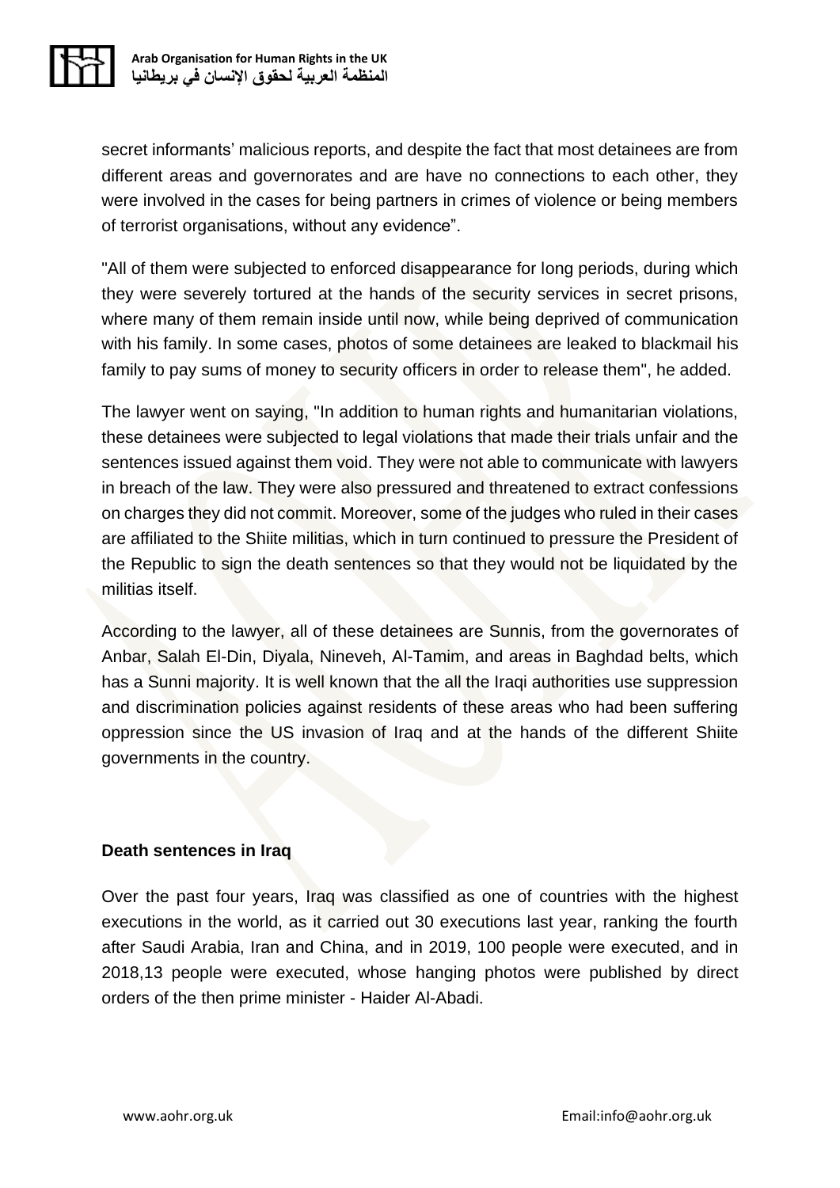secret informants' malicious reports, and despite the fact that most detainees are from different areas and governorates and are have no connections to each other, they were involved in the cases for being partners in crimes of violence or being members of terrorist organisations, without any evidence".

"All of them were subjected to enforced disappearance for long periods, during which they were severely tortured at the hands of the security services in secret prisons, where many of them remain inside until now, while being deprived of communication with his family. In some cases, photos of some detainees are leaked to blackmail his family to pay sums of money to security officers in order to release them", he added.

The lawyer went on saying, "In addition to human rights and humanitarian violations, these detainees were subjected to legal violations that made their trials unfair and the sentences issued against them void. They were not able to communicate with lawyers in breach of the law. They were also pressured and threatened to extract confessions on charges they did not commit. Moreover, some of the judges who ruled in their cases are affiliated to the Shiite militias, which in turn continued to pressure the President of the Republic to sign the death sentences so that they would not be liquidated by the militias itself.

According to the lawyer, all of these detainees are Sunnis, from the governorates of Anbar, Salah El-Din, Diyala, Nineveh, Al-Tamim, and areas in Baghdad belts, which has a Sunni majority. It is well known that the all the Iraqi authorities use suppression and discrimination policies against residents of these areas who had been suffering oppression since the US invasion of Iraq and at the hands of the different Shiite governments in the country.

**Death sentences in Iraq**

Over the past four years, Iraq was classified as one of countries with the highest executions in the world, as it carried out 30 executions last year, ranking the fourth after Saudi Arabia, Iran and China, and in 2019, 100 people were executed, and in 2018,13 people were executed, whose hanging photos were published by direct orders of the then prime minister - Haider Al-Abadi.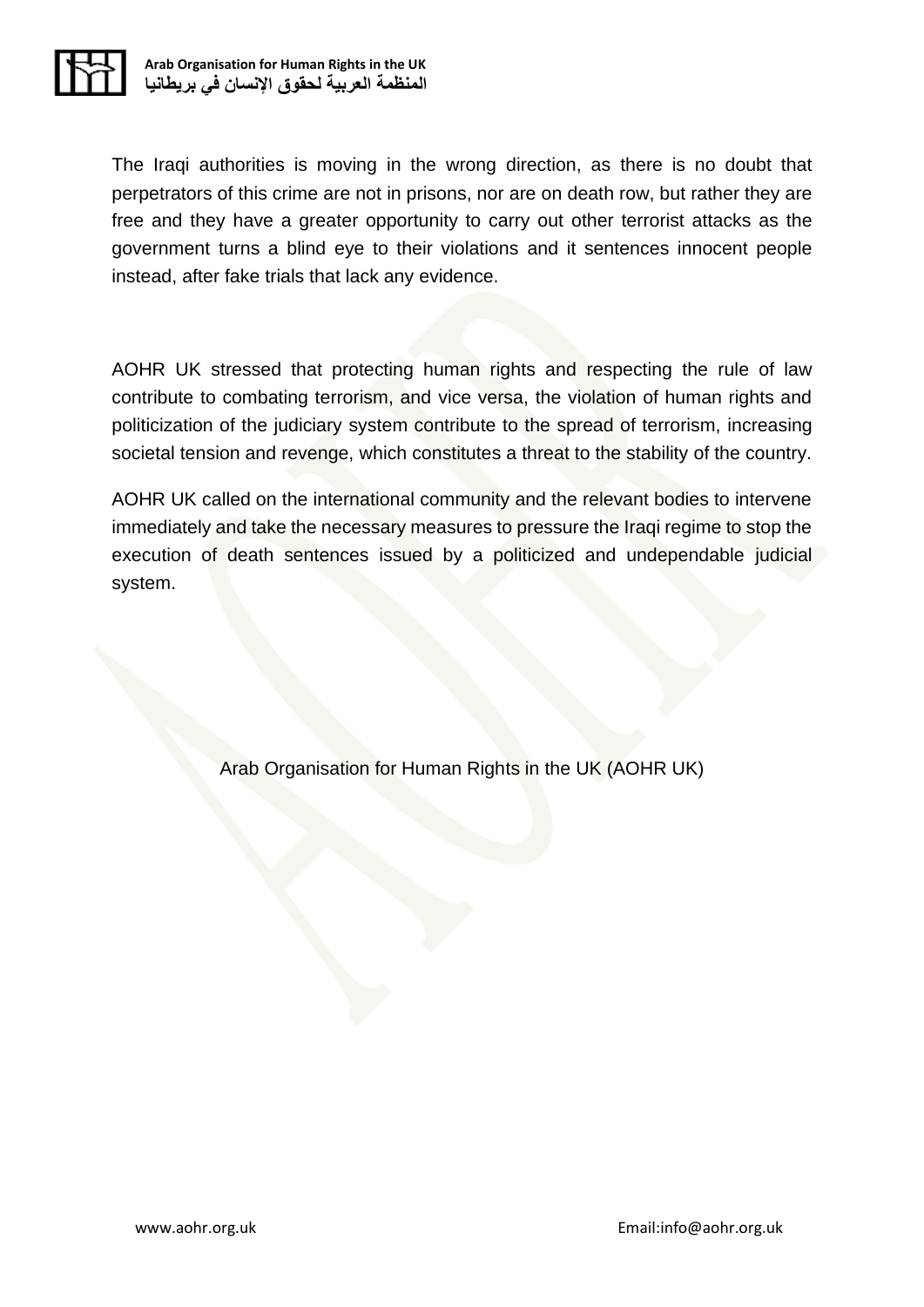The Iraqi authorities is moving in the wrong direction, as there is no doubt that perpetrators of this crime are not in prisons, nor are on death row, but rather they are free and they have a greater opportunity to carry out other terrorist attacks as the government turns a blind eye to their violations and it sentences innocent people instead, after fake trials that lack any evidence.

AOHR UK stressed that protecting human rights and respecting the rule of law contribute to combating terrorism, and vice versa, the violation of human rights and politicization of the judiciary system contribute to the spread of terrorism, increasing societal tension and revenge, which constitutes a threat to the stability of the country.

AOHR UK called on the international community and the relevant bodies to intervene immediately and take the necessary measures to pressure the Iraqi regime to stop the execution of death sentences issued by a politicized and undependable judicial system.

Arab Organisation for Human Rights in the UK (AOHR UK)